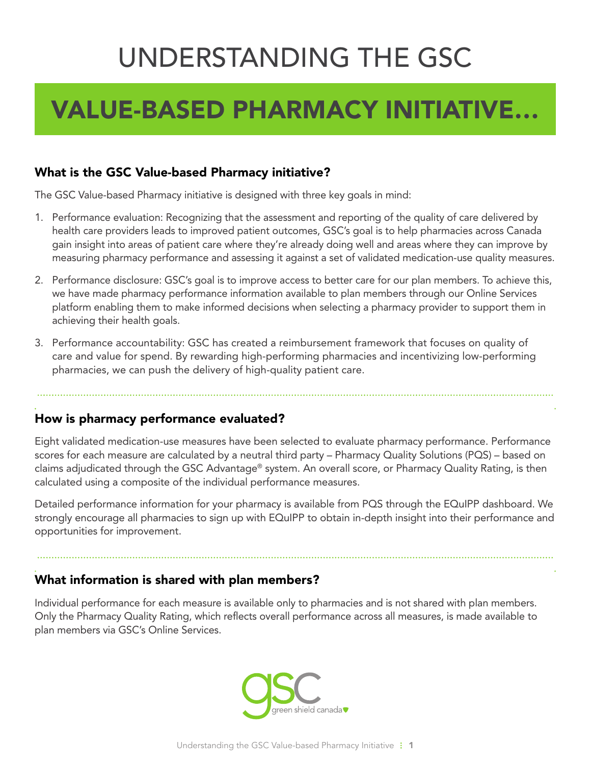# UNDERSTANDING THE GSC

# VALUE-BASED PHARMACY INITIATIVE...

## What is the GSC Value-based Pharmacy initiative?

The GSC Value-based Pharmacy initiative is designed with three key goals in mind:

1. Performance evaluation: Recognizing that the assessment and reporting of the quality of care delivered by health care providers leads to improved patient outcomes, GSC's goal is to help pharmacies across Canada gain insight into areas of patient care where they're already doing well and areas where they can improve by measuring pharmacy performance and assessing it against a set of validated medication-use quality measures.
2. Performance disclosure: GSC's goal is to improve access to better care for our plan members. To achieve this, we have made pharmacy performance information available to plan members through our Online Services platform enabling them to make informed decisions when selecting a pharmacy provider to support them in achieving their health goals.
3. Performance accountability: GSC has created a reimbursement framework that focuses on quality of care and value for spend. By rewarding high-performing pharmacies and incentivizing low-performing pharmacies, we can push the delivery of high-quality patient care.

## How is pharmacy performance evaluated?

Eight validated medication-use measures have been selected to evaluate pharmacy performance. Performance scores for each measure are calculated by a neutral third party – Pharmacy Quality Solutions (PQS) – based on claims adjudicated through the GSC Advantage® system. An overall score, or Pharmacy Quality Rating, is then calculated using a composite of the individual performance measures.

Detailed performance information for your pharmacy is available from PQS through the EQuIPP dashboard. We strongly encourage all pharmacies to sign up with EQuIPP to obtain in-depth insight into their performance and opportunities for improvement.

## What information is shared with plan members?

Individual performance for each measure is available only to pharmacies and is not shared with plan members. Only the Pharmacy Quality Rating, which reflects overall performance across all measures, is made available to plan members via GSC's Online Services.

gsc green shield canada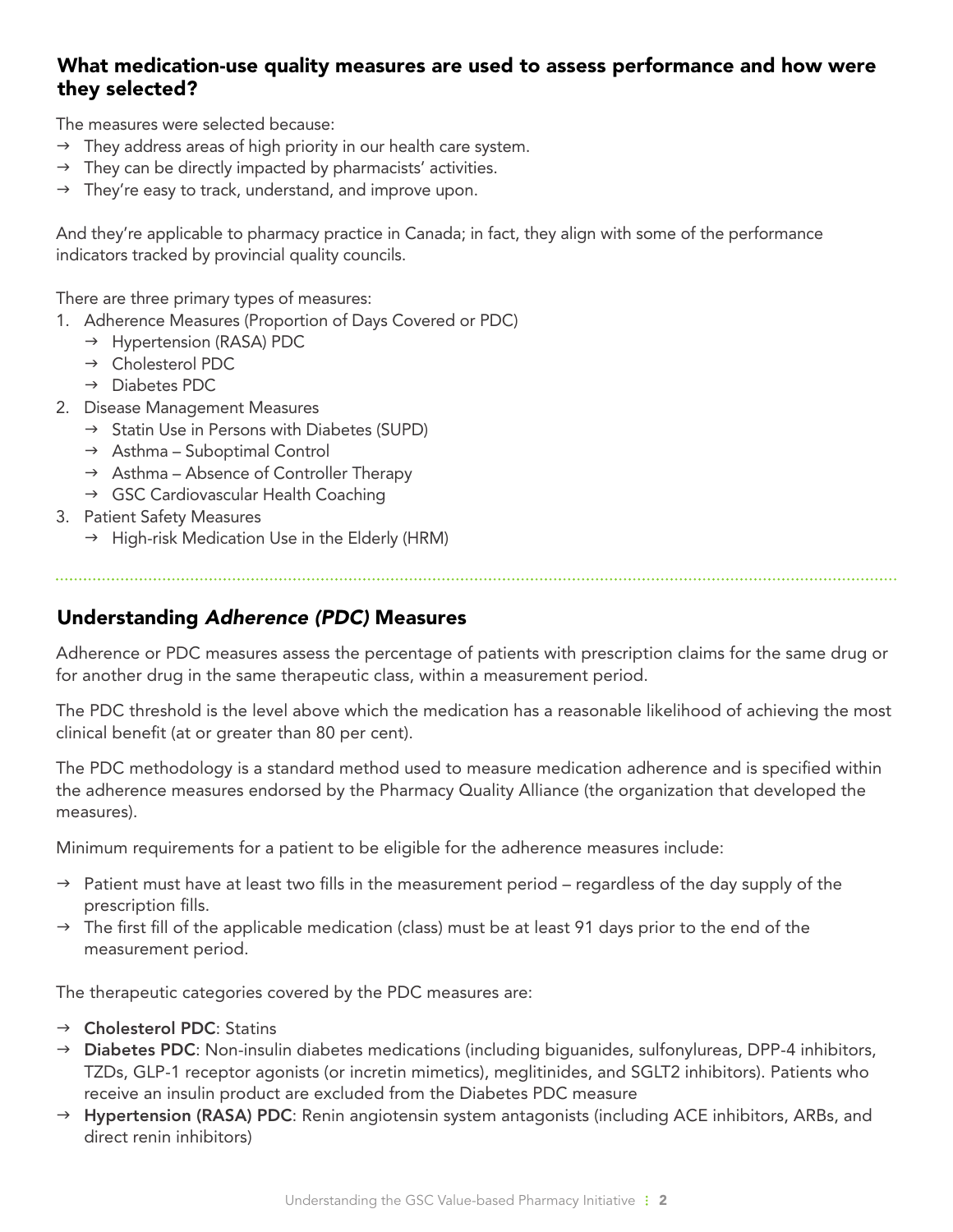## What medication-use quality measures are used to assess performance and how were they selected?

The measures were selected because:

- → They address areas of high priority in our health care system.
- → They can be directly impacted by pharmacists' activities.
- → They're easy to track, understand, and improve upon.

And they're applicable to pharmacy practice in Canada; in fact, they align with some of the performance indicators tracked by provincial quality councils.

There are three primary types of measures:

1. Adherence Measures (Proportion of Days Covered or PDC)
   - → Hypertension (RASA) PDC
   - → Cholesterol PDC
   - → Diabetes PDC
2. Disease Management Measures
   - → Statin Use in Persons with Diabetes (SUPD)
   - → Asthma – Suboptimal Control
   - → Asthma – Absence of Controller Therapy
   - → GSC Cardiovascular Health Coaching
3. Patient Safety Measures
   - → High-risk Medication Use in the Elderly (HRM)

## Understanding *Adherence (PDC)* Measures

Adherence or PDC measures assess the percentage of patients with prescription claims for the same drug or for another drug in the same therapeutic class, within a measurement period.

The PDC threshold is the level above which the medication has a reasonable likelihood of achieving the most clinical benefit (at or greater than 80 per cent).

The PDC methodology is a standard method used to measure medication adherence and is specified within the adherence measures endorsed by the Pharmacy Quality Alliance (the organization that developed the measures).

Minimum requirements for a patient to be eligible for the adherence measures include:

- → Patient must have at least two fills in the measurement period – regardless of the day supply of the prescription fills.
- → The first fill of the applicable medication (class) must be at least 91 days prior to the end of the measurement period.

The therapeutic categories covered by the PDC measures are:

- → **Cholesterol PDC**: Statins
- → **Diabetes PDC**: Non-insulin diabetes medications (including biguanides, sulfonylureas, DPP-4 inhibitors, TZDs, GLP-1 receptor agonists (or incretin mimetics), meglitinides, and SGLT2 inhibitors). Patients who receive an insulin product are excluded from the Diabetes PDC measure
- → **Hypertension (RASA) PDC**: Renin angiotensin system antagonists (including ACE inhibitors, ARBs, and direct renin inhibitors)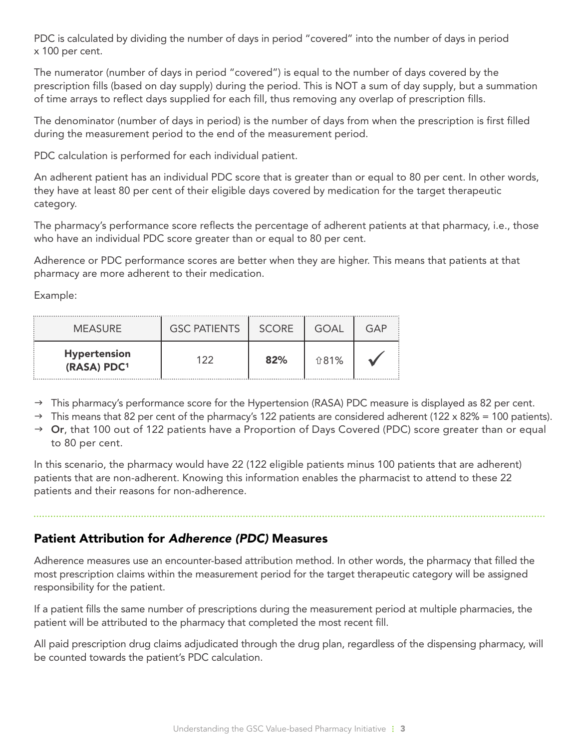PDC is calculated by dividing the number of days in period "covered" into the number of days in period x 100 per cent.

The numerator (number of days in period "covered") is equal to the number of days covered by the prescription fills (based on day supply) during the period. This is NOT a sum of day supply, but a summation of time arrays to reflect days supplied for each fill, thus removing any overlap of prescription fills.

The denominator (number of days in period) is the number of days from when the prescription is first filled during the measurement period to the end of the measurement period.

PDC calculation is performed for each individual patient.

An adherent patient has an individual PDC score that is greater than or equal to 80 per cent. In other words, they have at least 80 per cent of their eligible days covered by medication for the target therapeutic category.

The pharmacy's performance score reflects the percentage of adherent patients at that pharmacy, i.e., those who have an individual PDC score greater than or equal to 80 per cent.

Adherence or PDC performance scores are better when they are higher. This means that patients at that pharmacy are more adherent to their medication.

Example:

| MEASURE | GSC PATIENTS | SCORE | GOAL | GAP |
|---|---|---|---|---|
| **Hypertension (RASA) PDC**[1] | 122 | **82%** | ⇧81% | ✓ |

- → This pharmacy's performance score for the Hypertension (RASA) PDC measure is displayed as 82 per cent.
- → This means that 82 per cent of the pharmacy's 122 patients are considered adherent (122 x 82% = 100 patients).
- → **Or**, that 100 out of 122 patients have a Proportion of Days Covered (PDC) score greater than or equal to 80 per cent.

In this scenario, the pharmacy would have 22 (122 eligible patients minus 100 patients that are adherent) patients that are non-adherent. Knowing this information enables the pharmacist to attend to these 22 patients and their reasons for non-adherence.

## Patient Attribution for *Adherence (PDC)* Measures

Adherence measures use an encounter-based attribution method. In other words, the pharmacy that filled the most prescription claims within the measurement period for the target therapeutic category will be assigned responsibility for the patient.

If a patient fills the same number of prescriptions during the measurement period at multiple pharmacies, the patient will be attributed to the pharmacy that completed the most recent fill.

All paid prescription drug claims adjudicated through the drug plan, regardless of the dispensing pharmacy, will be counted towards the patient's PDC calculation.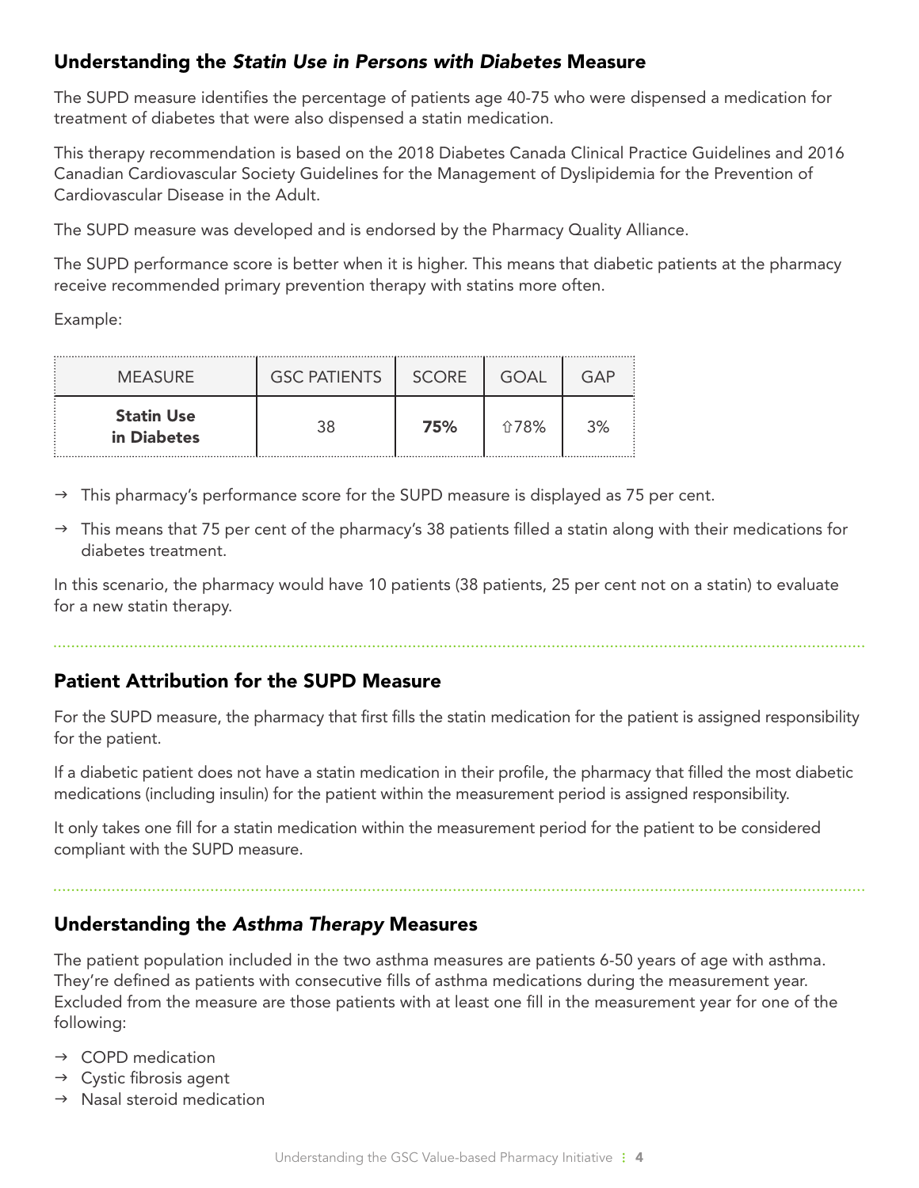## Understanding the *Statin Use in Persons with Diabetes* Measure

The SUPD measure identifies the percentage of patients age 40-75 who were dispensed a medication for treatment of diabetes that were also dispensed a statin medication.

This therapy recommendation is based on the 2018 Diabetes Canada Clinical Practice Guidelines and 2016 Canadian Cardiovascular Society Guidelines for the Management of Dyslipidemia for the Prevention of Cardiovascular Disease in the Adult.

The SUPD measure was developed and is endorsed by the Pharmacy Quality Alliance.

The SUPD performance score is better when it is higher. This means that diabetic patients at the pharmacy receive recommended primary prevention therapy with statins more often.

Example:

| MEASURE | GSC PATIENTS | SCORE | GOAL | GAP |
|---|---|---|---|---|
| **Statin Use in Diabetes** | 38 | **75%** | ⇧78% | 3% |

- → This pharmacy's performance score for the SUPD measure is displayed as 75 per cent.
- → This means that 75 per cent of the pharmacy's 38 patients filled a statin along with their medications for diabetes treatment.

In this scenario, the pharmacy would have 10 patients (38 patients, 25 per cent not on a statin) to evaluate for a new statin therapy.

## Patient Attribution for the SUPD Measure

For the SUPD measure, the pharmacy that first fills the statin medication for the patient is assigned responsibility for the patient.

If a diabetic patient does not have a statin medication in their profile, the pharmacy that filled the most diabetic medications (including insulin) for the patient within the measurement period is assigned responsibility.

It only takes one fill for a statin medication within the measurement period for the patient to be considered compliant with the SUPD measure.

## Understanding the *Asthma Therapy* Measures

The patient population included in the two asthma measures are patients 6-50 years of age with asthma. They're defined as patients with consecutive fills of asthma medications during the measurement year. Excluded from the measure are those patients with at least one fill in the measurement year for one of the following:

- → COPD medication
- → Cystic fibrosis agent
- → Nasal steroid medication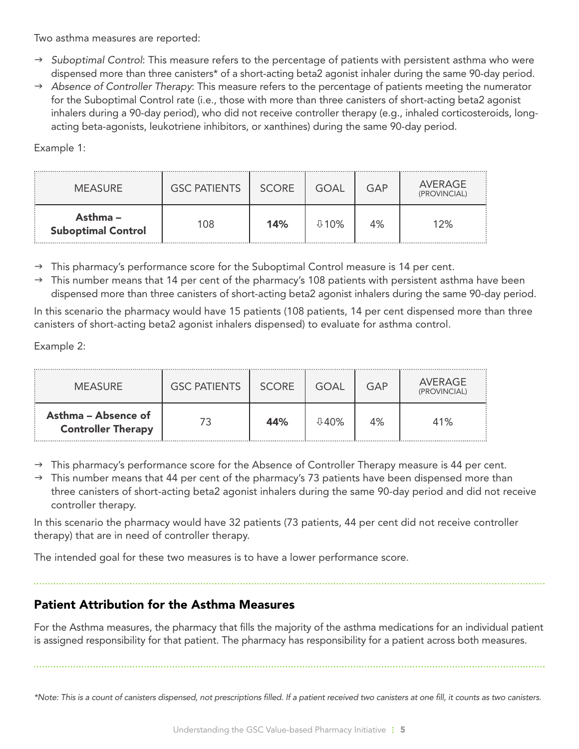Two asthma measures are reported:

- → *Suboptimal Control*: This measure refers to the percentage of patients with persistent asthma who were dispensed more than three canisters* of a short-acting beta2 agonist inhaler during the same 90-day period.
- → *Absence of Controller Therapy*: This measure refers to the percentage of patients meeting the numerator for the Suboptimal Control rate (i.e., those with more than three canisters of short-acting beta2 agonist inhalers during a 90-day period), who did not receive controller therapy (e.g., inhaled corticosteroids, long-acting beta-agonists, leukotriene inhibitors, or xanthines) during the same 90-day period.

Example 1:

| MEASURE | GSC PATIENTS | SCORE | GOAL | GAP | AVERAGE (PROVINCIAL) |
|---|---|---|---|---|---|
| **Asthma – Suboptimal Control** | 108 | **14%** | ⇩10% | 4% | 12% |

- → This pharmacy's performance score for the Suboptimal Control measure is 14 per cent.
- → This number means that 14 per cent of the pharmacy's 108 patients with persistent asthma have been dispensed more than three canisters of short-acting beta2 agonist inhalers during the same 90-day period.

In this scenario the pharmacy would have 15 patients (108 patients, 14 per cent dispensed more than three canisters of short-acting beta2 agonist inhalers dispensed) to evaluate for asthma control.

Example 2:

| MEASURE | GSC PATIENTS | SCORE | GOAL | GAP | AVERAGE (PROVINCIAL) |
|---|---|---|---|---|---|
| **Asthma – Absence of Controller Therapy** | 73 | **44%** | ⇩40% | 4% | 41% |

- → This pharmacy's performance score for the Absence of Controller Therapy measure is 44 per cent.
- → This number means that 44 per cent of the pharmacy's 73 patients have been dispensed more than three canisters of short-acting beta2 agonist inhalers during the same 90-day period and did not receive controller therapy.

In this scenario the pharmacy would have 32 patients (73 patients, 44 per cent did not receive controller therapy) that are in need of controller therapy.

The intended goal for these two measures is to have a lower performance score.

## Patient Attribution for the Asthma Measures

For the Asthma measures, the pharmacy that fills the majority of the asthma medications for an individual patient is assigned responsibility for that patient. The pharmacy has responsibility for a patient across both measures.

*\*Note: This is a count of canisters dispensed, not prescriptions filled. If a patient received two canisters at one fill, it counts as two canisters.*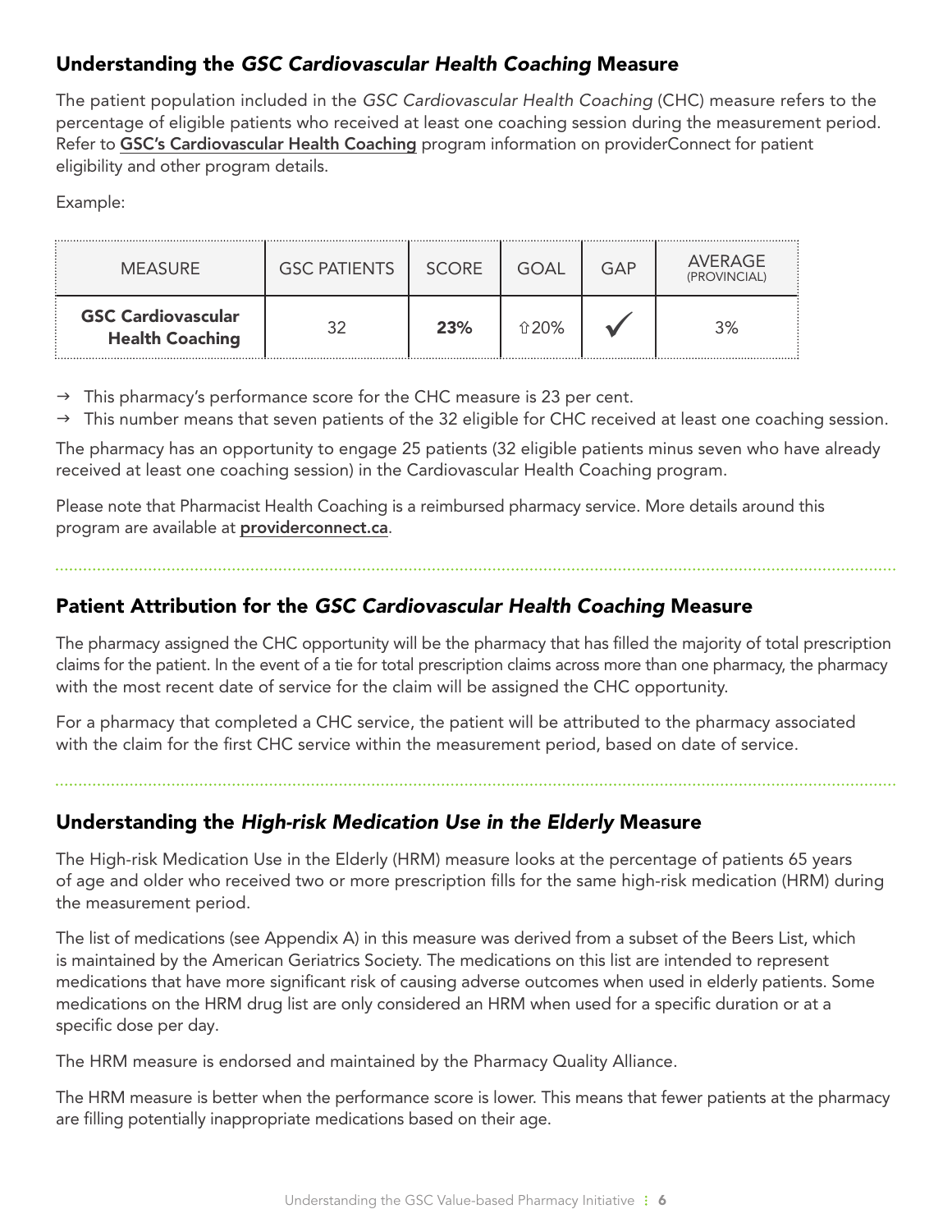## Understanding the *GSC Cardiovascular Health Coaching* Measure

The patient population included in the *GSC Cardiovascular Health Coaching* (CHC) measure refers to the percentage of eligible patients who received at least one coaching session during the measurement period. Refer to **GSC's Cardiovascular Health Coaching** program information on providerConnect for patient eligibility and other program details.

Example:

| MEASURE | GSC PATIENTS | SCORE | GOAL | GAP | AVERAGE (PROVINCIAL) |
|---|---|---|---|---|---|
| **GSC Cardiovascular Health Coaching** | 32 | **23%** | ⇧20% | ✓ | 3% |

→ This pharmacy's performance score for the CHC measure is 23 per cent.

→ This number means that seven patients of the 32 eligible for CHC received at least one coaching session.

The pharmacy has an opportunity to engage 25 patients (32 eligible patients minus seven who have already received at least one coaching session) in the Cardiovascular Health Coaching program.

Please note that Pharmacist Health Coaching is a reimbursed pharmacy service. More details around this program are available at **providerconnect.ca**.

## Patient Attribution for the *GSC Cardiovascular Health Coaching* Measure

The pharmacy assigned the CHC opportunity will be the pharmacy that has filled the majority of total prescription claims for the patient. In the event of a tie for total prescription claims across more than one pharmacy, the pharmacy with the most recent date of service for the claim will be assigned the CHC opportunity.

For a pharmacy that completed a CHC service, the patient will be attributed to the pharmacy associated with the claim for the first CHC service within the measurement period, based on date of service.

## Understanding the *High-risk Medication Use in the Elderly* Measure

The High-risk Medication Use in the Elderly (HRM) measure looks at the percentage of patients 65 years of age and older who received two or more prescription fills for the same high-risk medication (HRM) during the measurement period.

The list of medications (see Appendix A) in this measure was derived from a subset of the Beers List, which is maintained by the American Geriatrics Society. The medications on this list are intended to represent medications that have more significant risk of causing adverse outcomes when used in elderly patients. Some medications on the HRM drug list are only considered an HRM when used for a specific duration or at a specific dose per day.

The HRM measure is endorsed and maintained by the Pharmacy Quality Alliance.

The HRM measure is better when the performance score is lower. This means that fewer patients at the pharmacy are filling potentially inappropriate medications based on their age.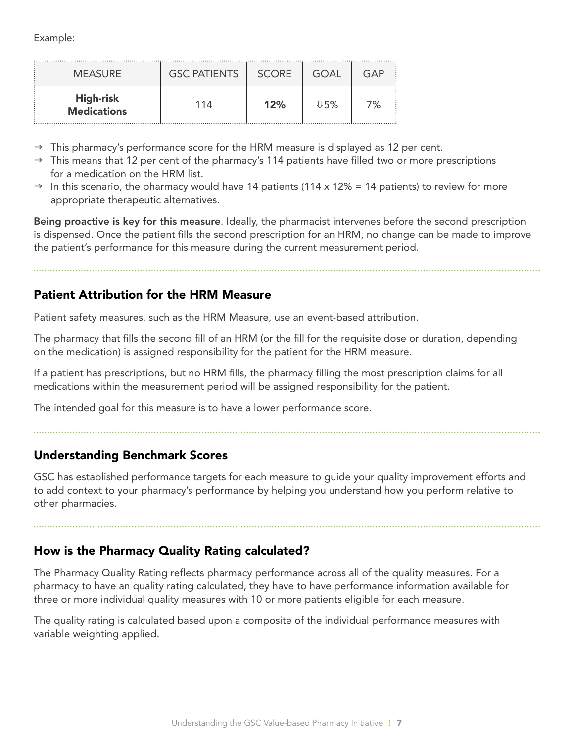Example:

| MEASURE | GSC PATIENTS | SCORE | GOAL | GAP |
| --- | --- | --- | --- | --- |
| **High-risk Medications** | 114 | **12%** | ⇩5% | 7% |

- → This pharmacy's performance score for the HRM measure is displayed as 12 per cent.
- → This means that 12 per cent of the pharmacy's 114 patients have filled two or more prescriptions for a medication on the HRM list.
- → In this scenario, the pharmacy would have 14 patients (114 x 12% = 14 patients) to review for more appropriate therapeutic alternatives.

**Being proactive is key for this measure**. Ideally, the pharmacist intervenes before the second prescription is dispensed. Once the patient fills the second prescription for an HRM, no change can be made to improve the patient's performance for this measure during the current measurement period.

## Patient Attribution for the HRM Measure

Patient safety measures, such as the HRM Measure, use an event-based attribution.

The pharmacy that fills the second fill of an HRM (or the fill for the requisite dose or duration, depending on the medication) is assigned responsibility for the patient for the HRM measure.

If a patient has prescriptions, but no HRM fills, the pharmacy filling the most prescription claims for all medications within the measurement period will be assigned responsibility for the patient.

The intended goal for this measure is to have a lower performance score.

## Understanding Benchmark Scores

GSC has established performance targets for each measure to guide your quality improvement efforts and to add context to your pharmacy's performance by helping you understand how you perform relative to other pharmacies.

## How is the Pharmacy Quality Rating calculated?

The Pharmacy Quality Rating reflects pharmacy performance across all of the quality measures. For a pharmacy to have an quality rating calculated, they have to have performance information available for three or more individual quality measures with 10 or more patients eligible for each measure.

The quality rating is calculated based upon a composite of the individual performance measures with variable weighting applied.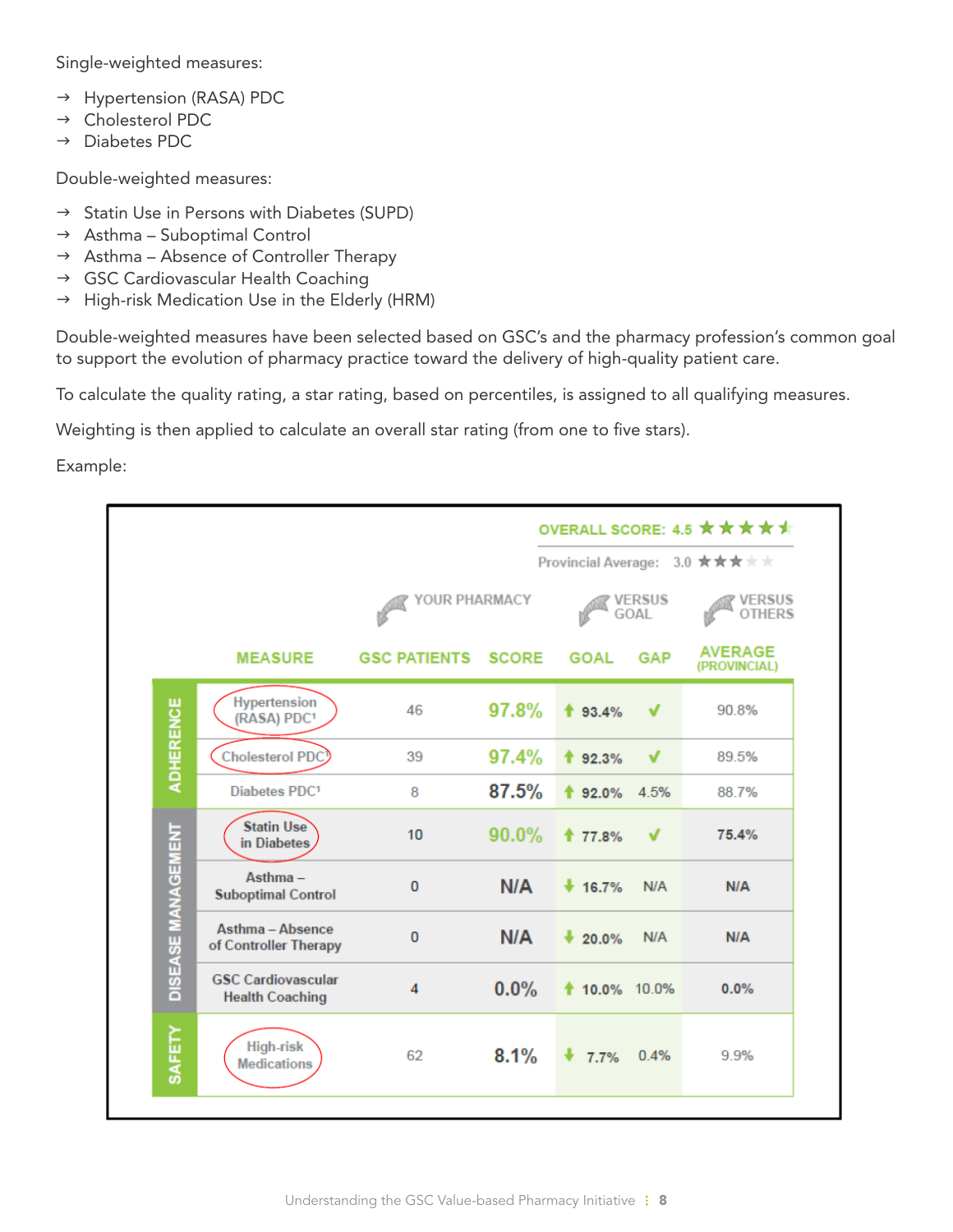Single-weighted measures:

→ Hypertension (RASA) PDC
→ Cholesterol PDC
→ Diabetes PDC

Double-weighted measures:

→ Statin Use in Persons with Diabetes (SUPD)
→ Asthma – Suboptimal Control
→ Asthma – Absence of Controller Therapy
→ GSC Cardiovascular Health Coaching
→ High-risk Medication Use in the Elderly (HRM)

Double-weighted measures have been selected based on GSC's and the pharmacy profession's common goal to support the evolution of pharmacy practice toward the delivery of high-quality patient care.

To calculate the quality rating, a star rating, based on percentiles, is assigned to all qualifying measures.

Weighting is then applied to calculate an overall star rating (from one to five stars).

Example:

**OVERALL SCORE: 4.5** ★★★★½

Provincial Average: 3.0 ★★★

| | | YOUR PHARMACY | | VERSUS GOAL | | VERSUS OTHERS |
|---|---|---|---|---|---|---|
| | MEASURE | GSC PATIENTS | SCORE | GOAL | GAP | AVERAGE (PROVINCIAL) |
| ADHERENCE | Hypertension (RASA) PDC[1] | 46 | 97.8% | ↑ 93.4% | ✔ | 90.8% |
| | Cholesterol PDC[1] | 39 | 97.4% | ↑ 92.3% | ✔ | 89.5% |
| | Diabetes PDC[1] | 8 | 87.5% | ↑ 92.0% | 4.5% | 88.7% |
| DISEASE MANAGEMENT | Statin Use in Diabetes | 10 | 90.0% | ↑ 77.8% | ✔ | 75.4% |
| | Asthma – Suboptimal Control | 0 | N/A | ↓ 16.7% | N/A | N/A |
| | Asthma – Absence of Controller Therapy | 0 | N/A | ↓ 20.0% | N/A | N/A |
| | GSC Cardiovascular Health Coaching | 4 | 0.0% | ↑ 10.0% | 10.0% | 0.0% |
| SAFETY | High-risk Medications | 62 | 8.1% | ↓ 7.7% | 0.4% | 9.9% |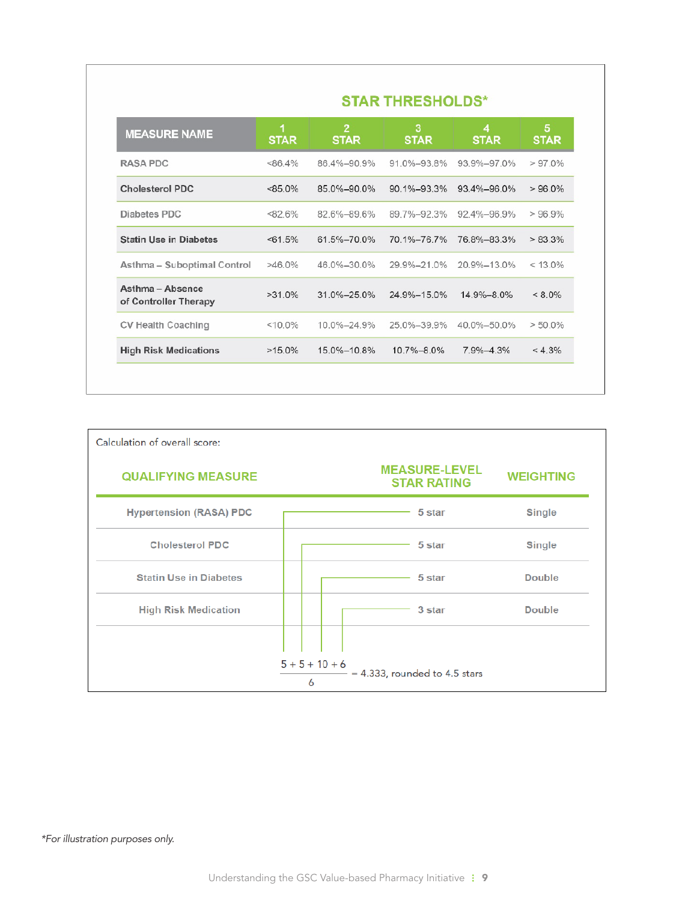## STAR THRESHOLDS*

| MEASURE NAME | 1 STAR | 2 STAR | 3 STAR | 4 STAR | 5 STAR |
|---|---|---|---|---|---|
| RASA PDC | <86.4% | 86.4%–90.9% | 91.0%–93.8% | 93.9%–97.0% | > 97.0% |
| Cholesterol PDC | <85.0% | 85.0%–90.0% | 90.1%–93.3% | 93.4%–96.0% | > 96.0% |
| Diabetes PDC | <82.6% | 82.6%–89.6% | 89.7%–92.3% | 92.4%–96.9% | > 96.9% |
| Statin Use in Diabetes | <61.5% | 61.5%–70.0% | 70.1%–76.7% | 76.8%–83.3% | > 83.3% |
| Asthma – Suboptimal Control | >46.0% | 46.0%–30.0% | 29.9%–21.0% | 20.9%–13.0% | < 13.0% |
| Asthma – Absence of Controller Therapy | >31.0% | 31.0%–25.0% | 24.9%–15.0% | 14.9%–8.0% | < 8.0% |
| CV Health Coaching | <10.0% | 10.0%–24.9% | 25.0%–39.9% | 40.0%–50.0% | > 50.0% |
| High Risk Medications | >15.0% | 15.0%–10.8% | 10.7%–8.0% | 7.9%–4.3% | < 4.3% |

Calculation of overall score:

| QUALIFYING MEASURE | MEASURE-LEVEL STAR RATING | WEIGHTING |
|---|---|---|
| Hypertension (RASA) PDC | 5 star | Single |
| Cholesterol PDC | 5 star | Single |
| Statin Use in Diabetes | 5 star | Double |
| High Risk Medication | 3 star | Double |

$$\frac{5 + 5 + 10 + 6}{6} = 4.333, \text{ rounded to } 4.5 \text{ stars}$$

*For illustration purposes only.*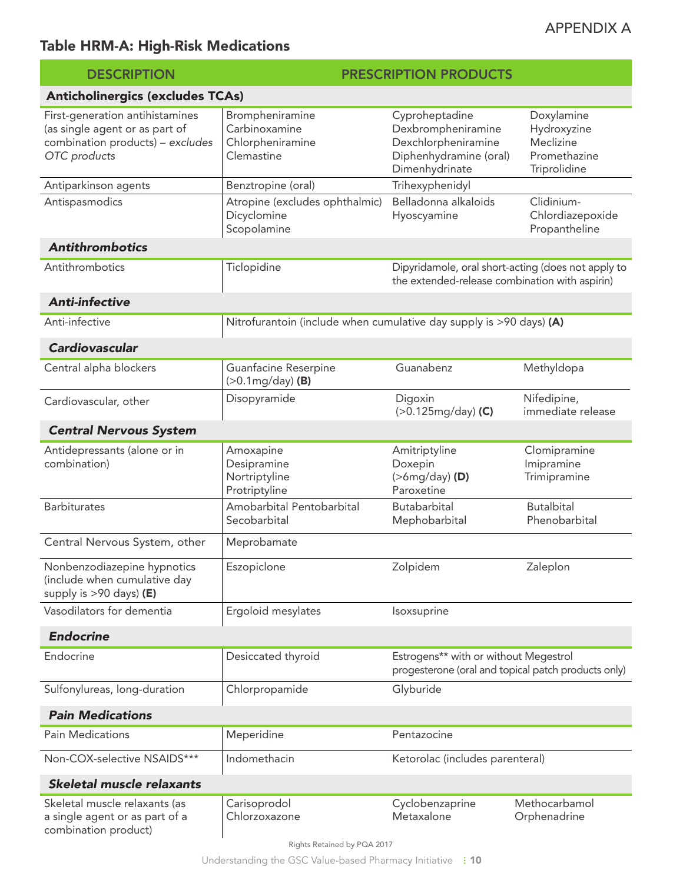APPENDIX A

## Table HRM-A: High-Risk Medications

| DESCRIPTION | PRESCRIPTION PRODUCTS | | |
|---|---|---|---|
| **Anticholinergics (excludes TCAs)** | | | |
| First-generation antihistamines (as single agent or as part of combination products) – *excludes OTC products* | Brompheniramine<br>Carbinoxamine<br>Chlorpheniramine<br>Clemastine | Cyproheptadine<br>Dexbrompheniramine<br>Dexchlorpheniramine<br>Diphenhydramine (oral)<br>Dimenhydrinate | Doxylamine<br>Hydroxyzine<br>Meclizine<br>Promethazine<br>Triprolidine |
| Antiparkinson agents | Benztropine (oral) | Trihexyphenidyl | |
| Antispasmodics | Atropine (excludes ophthalmic)<br>Dicyclomine<br>Scopolamine | Belladonna alkaloids<br>Hyoscyamine | Clidinium-Chlordiazepoxide<br>Propantheline |
| ***Antithrombotics*** | | | |
| Antithrombotics | Ticlopidine | Dipyridamole, oral short-acting (does not apply to the extended-release combination with aspirin) | |
| ***Anti-infective*** | | | |
| Anti-infective | Nitrofurantoin (include when cumulative day supply is >90 days) **(A)** | | |
| ***Cardiovascular*** | | | |
| Central alpha blockers | Guanfacine Reserpine (>0.1mg/day) **(B)** | Guanabenz | Methyldopa |
| Cardiovascular, other | Disopyramide | Digoxin (>0.125mg/day) **(C)** | Nifedipine, immediate release |
| ***Central Nervous System*** | | | |
| Antidepressants (alone or in combination) | Amoxapine<br>Desipramine<br>Nortriptyline<br>Protriptyline | Amitriptyline<br>Doxepin (>6mg/day) **(D)**<br>Paroxetine | Clomipramine<br>Imipramine<br>Trimipramine |
| Barbiturates | Amobarbital Pentobarbital<br>Secobarbital | Butabarbital<br>Mephobarbital | Butalbital<br>Phenobarbital |
| Central Nervous System, other | Meprobamate | | |
| Nonbenzodiazepine hypnotics (include when cumulative day supply is >90 days) **(E)** | Eszopiclone | Zolpidem | Zaleplon |
| Vasodilators for dementia | Ergoloid mesylates | Isoxsuprine | |
| ***Endocrine*** | | | |
| Endocrine | Desiccated thyroid | Estrogens** with or without Megestrol progesterone (oral and topical patch products only) | |
| Sulfonylureas, long-duration | Chlorpropamide | Glyburide | |
| ***Pain Medications*** | | | |
| Pain Medications | Meperidine | Pentazocine | |
| Non-COX-selective NSAIDS*** | Indomethacin | Ketorolac (includes parenteral) | |
| ***Skeletal muscle relaxants*** | | | |
| Skeletal muscle relaxants (as a single agent or as part of a combination product) | Carisoprodol<br>Chlorzoxazone | Cyclobenzaprine<br>Metaxalone | Methocarbamol<br>Orphenadrine |

Rights Retained by PQA 2017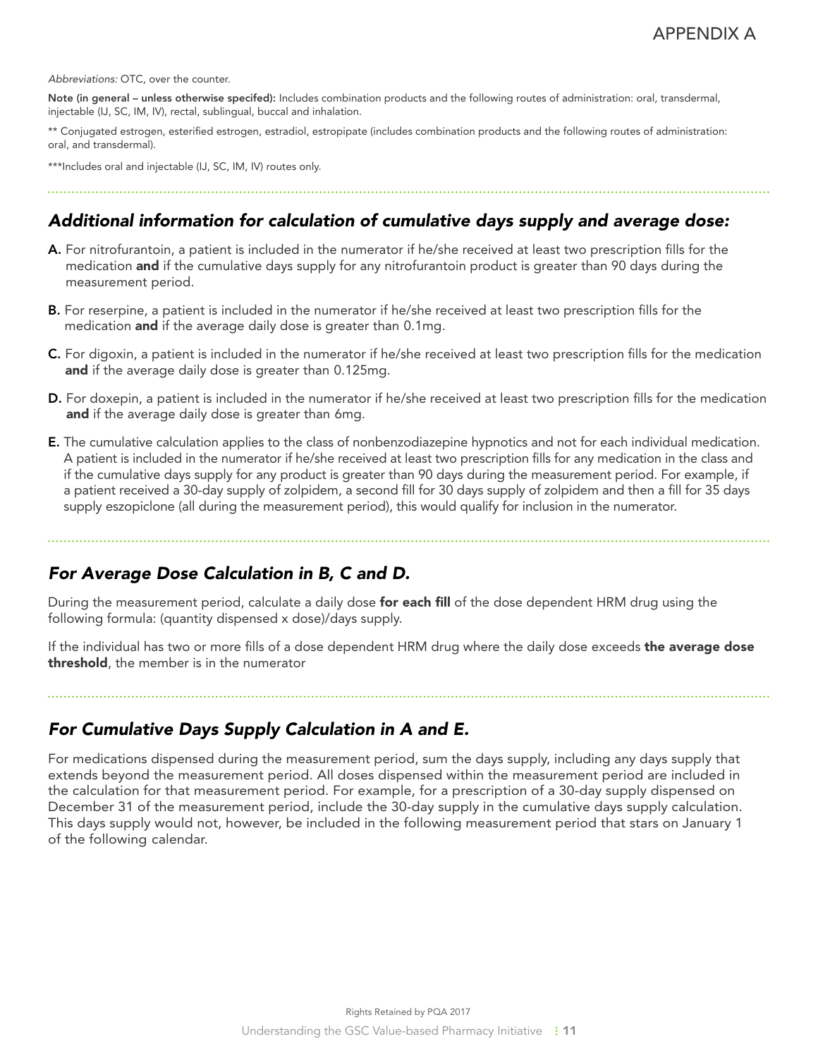*Abbreviations:* OTC, over the counter.

**Note (in general – unless otherwise specifed):** Includes combination products and the following routes of administration: oral, transdermal, injectable (IJ, SC, IM, IV), rectal, sublingual, buccal and inhalation.

** Conjugated estrogen, esterified estrogen, estradiol, estropipate (includes combination products and the following routes of administration: oral, and transdermal).

***Includes oral and injectable (IJ, SC, IM, IV) routes only.

## *Additional information for calculation of cumulative days supply and average dose:*

**A.** For nitrofurantoin, a patient is included in the numerator if he/she received at least two prescription fills for the medication **and** if the cumulative days supply for any nitrofurantoin product is greater than 90 days during the measurement period.

**B.** For reserpine, a patient is included in the numerator if he/she received at least two prescription fills for the medication **and** if the average daily dose is greater than 0.1mg.

**C.** For digoxin, a patient is included in the numerator if he/she received at least two prescription fills for the medication **and** if the average daily dose is greater than 0.125mg.

**D.** For doxepin, a patient is included in the numerator if he/she received at least two prescription fills for the medication **and** if the average daily dose is greater than 6mg.

**E.** The cumulative calculation applies to the class of nonbenzodiazepine hypnotics and not for each individual medication. A patient is included in the numerator if he/she received at least two prescription fills for any medication in the class and if the cumulative days supply for any product is greater than 90 days during the measurement period. For example, if a patient received a 30-day supply of zolpidem, a second fill for 30 days supply of zolpidem and then a fill for 35 days supply eszopiclone (all during the measurement period), this would qualify for inclusion in the numerator.

## *For Average Dose Calculation in B, C and D.*

During the measurement period, calculate a daily dose **for each fill** of the dose dependent HRM drug using the following formula: (quantity dispensed x dose)/days supply.

If the individual has two or more fills of a dose dependent HRM drug where the daily dose exceeds **the average dose threshold**, the member is in the numerator

## *For Cumulative Days Supply Calculation in A and E.*

For medications dispensed during the measurement period, sum the days supply, including any days supply that extends beyond the measurement period. All doses dispensed within the measurement period are included in the calculation for that measurement period. For example, for a prescription of a 30-day supply dispensed on December 31 of the measurement period, include the 30-day supply in the cumulative days supply calculation. This days supply would not, however, be included in the following measurement period that stars on January 1 of the following calendar.

Rights Retained by PQA 2017